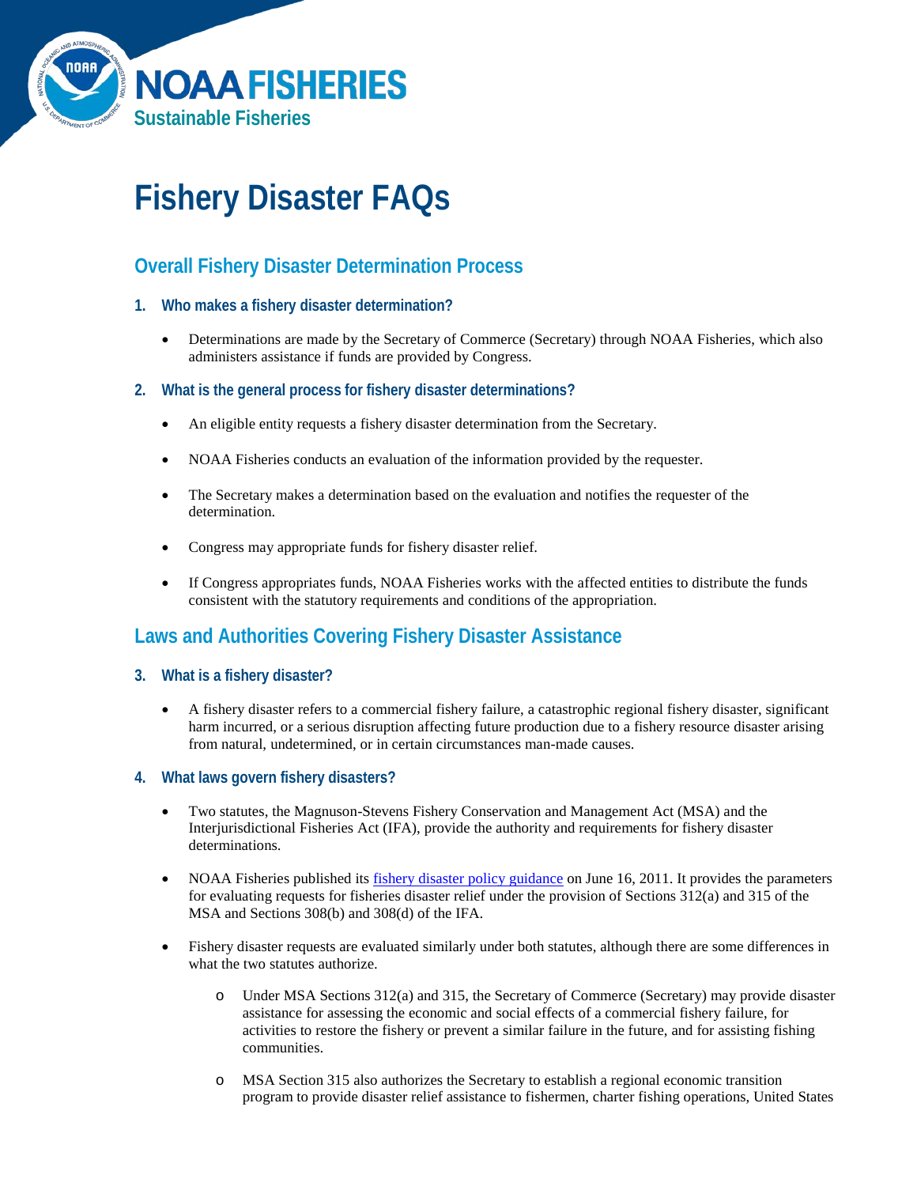# Fishery Disaster FAQs

## Overall Fishery Disaster Determination Process

### 1. Who makes a fishery disaster determination?

- Determinations are made by the Secretary of Commerce (Secretary) through NOAA Fisheries, which also administers assistance if funds are provided by Congress.

### 2. What is the general process for fishery disaster determinations?

- An eligible entity requests a fishery disaster determination from the Secretary.
- NOAA Fisheries conducts an evaluation of the information provided by the requester.
- The Secretary makes a determination based on the evaluation and notifies the requester of the determination.
- Congress may appropriate funds for fishery disaster relief.
- If Congress appropriates funds, NOAA Fisheries works with the affected entities to distribute the funds consistent with the statutory requirements and conditions of the appropriation.

## Laws and Authorities Covering Fishery Disaster Assistance

### 3. What is a fishery disaster?

- A fishery disaster refers to a commercial fishery failure, a catastrophic regional fishery disaster, significant harm incurred, or a serious disruption affecting future production due to a fishery resource disaster arising from natural, undetermined, or in certain circumstances man-made causes.

### 4. What laws govern fishery disasters?

- Two statutes, the Magnuson-Stevens Fishery Conservation and Management Act (MSA) and the Interjurisdictional Fisheries Act (IFA), provide the authority and requirements for fishery disaster determinations.
- NOAA Fisheries published its [fishery disaster policy guidance]() on June 16, 2011. It provides the parameters for evaluating requests for fisheries disaster relief under the provision of Sections 312(a) and 315 of the MSA and Sections 308(b) and 308(d) of the IFA.
- Fishery disaster requests are evaluated similarly under both statutes, although there are some differences in what the two statutes authorize.
  - Under MSA Sections 312(a) and 315, the Secretary of Commerce (Secretary) may provide disaster assistance for assessing the economic and social effects of a commercial fishery failure, for activities to restore the fishery or prevent a similar failure in the future, and for assisting fishing communities.
  - MSA Section 315 also authorizes the Secretary to establish a regional economic transition program to provide disaster relief assistance to fishermen, charter fishing operations, United States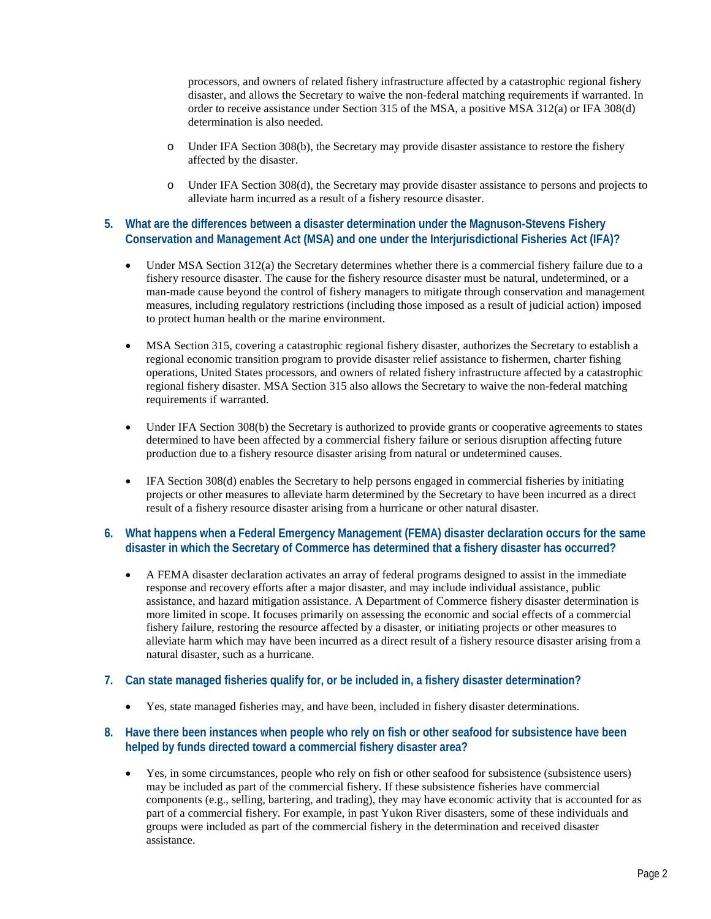processors, and owners of related fishery infrastructure affected by a catastrophic regional fishery disaster, and allows the Secretary to waive the non-federal matching requirements if warranted. In order to receive assistance under Section 315 of the MSA, a positive MSA 312(a) or IFA 308(d) determination is also needed.

  - Under IFA Section 308(b), the Secretary may provide disaster assistance to restore the fishery affected by the disaster.

  - Under IFA Section 308(d), the Secretary may provide disaster assistance to persons and projects to alleviate harm incurred as a result of a fishery resource disaster.

### 5. What are the differences between a disaster determination under the Magnuson-Stevens Fishery Conservation and Management Act (MSA) and one under the Interjurisdictional Fisheries Act (IFA)?

- Under MSA Section 312(a) the Secretary determines whether there is a commercial fishery failure due to a fishery resource disaster. The cause for the fishery resource disaster must be natural, undetermined, or a man-made cause beyond the control of fishery managers to mitigate through conservation and management measures, including regulatory restrictions (including those imposed as a result of judicial action) imposed to protect human health or the marine environment.

- MSA Section 315, covering a catastrophic regional fishery disaster, authorizes the Secretary to establish a regional economic transition program to provide disaster relief assistance to fishermen, charter fishing operations, United States processors, and owners of related fishery infrastructure affected by a catastrophic regional fishery disaster. MSA Section 315 also allows the Secretary to waive the non-federal matching requirements if warranted.

- Under IFA Section 308(b) the Secretary is authorized to provide grants or cooperative agreements to states determined to have been affected by a commercial fishery failure or serious disruption affecting future production due to a fishery resource disaster arising from natural or undetermined causes.

- IFA Section 308(d) enables the Secretary to help persons engaged in commercial fisheries by initiating projects or other measures to alleviate harm determined by the Secretary to have been incurred as a direct result of a fishery resource disaster arising from a hurricane or other natural disaster.

### 6. What happens when a Federal Emergency Management (FEMA) disaster declaration occurs for the same disaster in which the Secretary of Commerce has determined that a fishery disaster has occurred?

- A FEMA disaster declaration activates an array of federal programs designed to assist in the immediate response and recovery efforts after a major disaster, and may include individual assistance, public assistance, and hazard mitigation assistance. A Department of Commerce fishery disaster determination is more limited in scope. It focuses primarily on assessing the economic and social effects of a commercial fishery failure, restoring the resource affected by a disaster, or initiating projects or other measures to alleviate harm which may have been incurred as a direct result of a fishery resource disaster arising from a natural disaster, such as a hurricane.

### 7. Can state managed fisheries qualify for, or be included in, a fishery disaster determination?

- Yes, state managed fisheries may, and have been, included in fishery disaster determinations.

### 8. Have there been instances when people who rely on fish or other seafood for subsistence have been helped by funds directed toward a commercial fishery disaster area?

- Yes, in some circumstances, people who rely on fish or other seafood for subsistence (subsistence users) may be included as part of the commercial fishery. If these subsistence fisheries have commercial components (e.g., selling, bartering, and trading), they may have economic activity that is accounted for as part of a commercial fishery. For example, in past Yukon River disasters, some of these individuals and groups were included as part of the commercial fishery in the determination and received disaster assistance.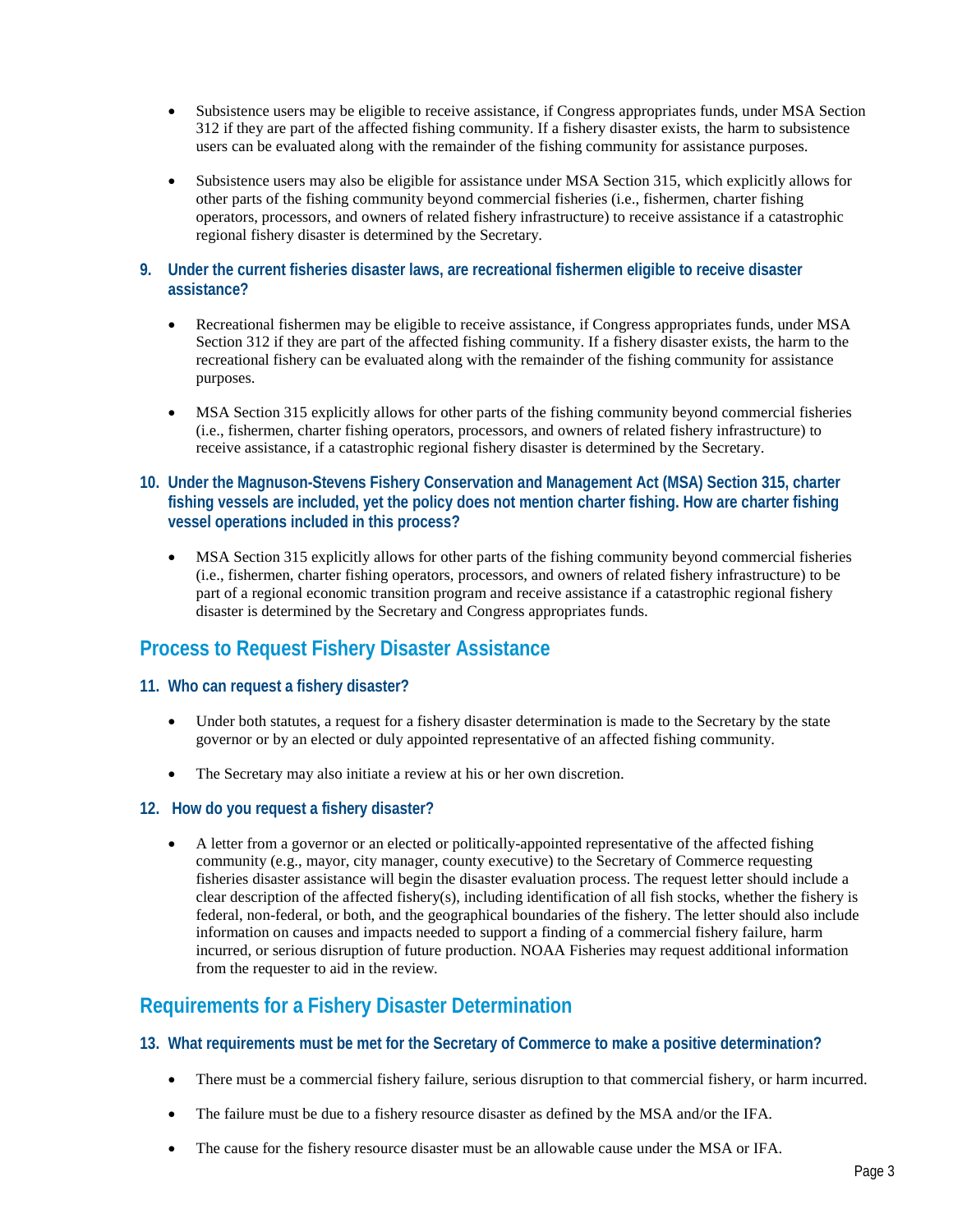- Subsistence users may be eligible to receive assistance, if Congress appropriates funds, under MSA Section 312 if they are part of the affected fishing community. If a fishery disaster exists, the harm to subsistence users can be evaluated along with the remainder of the fishing community for assistance purposes.

- Subsistence users may also be eligible for assistance under MSA Section 315, which explicitly allows for other parts of the fishing community beyond commercial fisheries (i.e., fishermen, charter fishing operators, processors, and owners of related fishery infrastructure) to receive assistance if a catastrophic regional fishery disaster is determined by the Secretary.

### 9. Under the current fisheries disaster laws, are recreational fishermen eligible to receive disaster assistance?

- Recreational fishermen may be eligible to receive assistance, if Congress appropriates funds, under MSA Section 312 if they are part of the affected fishing community. If a fishery disaster exists, the harm to the recreational fishery can be evaluated along with the remainder of the fishing community for assistance purposes.

- MSA Section 315 explicitly allows for other parts of the fishing community beyond commercial fisheries (i.e., fishermen, charter fishing operators, processors, and owners of related fishery infrastructure) to receive assistance, if a catastrophic regional fishery disaster is determined by the Secretary.

### 10. Under the Magnuson-Stevens Fishery Conservation and Management Act (MSA) Section 315, charter fishing vessels are included, yet the policy does not mention charter fishing. How are charter fishing vessel operations included in this process?

- MSA Section 315 explicitly allows for other parts of the fishing community beyond commercial fisheries (i.e., fishermen, charter fishing operators, processors, and owners of related fishery infrastructure) to be part of a regional economic transition program and receive assistance if a catastrophic regional fishery disaster is determined by the Secretary and Congress appropriates funds.

## Process to Request Fishery Disaster Assistance

### 11. Who can request a fishery disaster?

- Under both statutes, a request for a fishery disaster determination is made to the Secretary by the state governor or by an elected or duly appointed representative of an affected fishing community.

- The Secretary may also initiate a review at his or her own discretion.

### 12. How do you request a fishery disaster?

- A letter from a governor or an elected or politically-appointed representative of the affected fishing community (e.g., mayor, city manager, county executive) to the Secretary of Commerce requesting fisheries disaster assistance will begin the disaster evaluation process. The request letter should include a clear description of the affected fishery(s), including identification of all fish stocks, whether the fishery is federal, non-federal, or both, and the geographical boundaries of the fishery. The letter should also include information on causes and impacts needed to support a finding of a commercial fishery failure, harm incurred, or serious disruption of future production. NOAA Fisheries may request additional information from the requester to aid in the review.

## Requirements for a Fishery Disaster Determination

### 13. What requirements must be met for the Secretary of Commerce to make a positive determination?

- There must be a commercial fishery failure, serious disruption to that commercial fishery, or harm incurred.

- The failure must be due to a fishery resource disaster as defined by the MSA and/or the IFA.

- The cause for the fishery resource disaster must be an allowable cause under the MSA or IFA.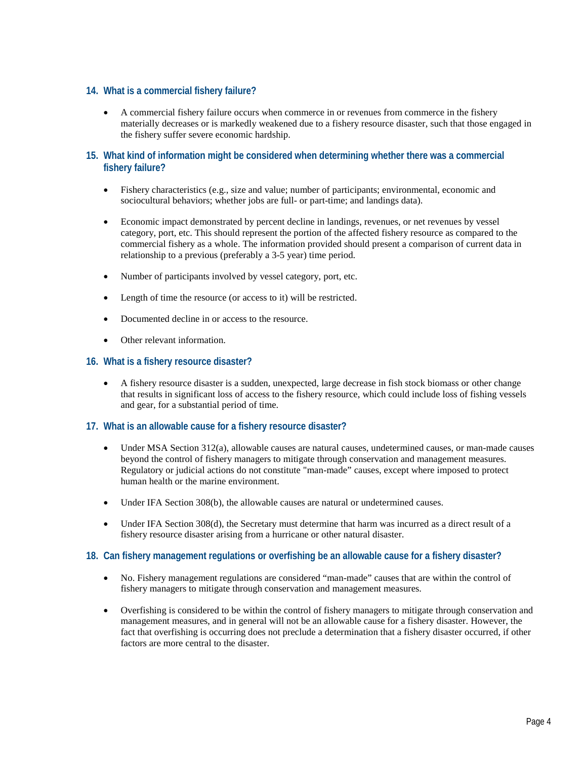### 14. What is a commercial fishery failure?

- A commercial fishery failure occurs when commerce in or revenues from commerce in the fishery materially decreases or is markedly weakened due to a fishery resource disaster, such that those engaged in the fishery suffer severe economic hardship.

### 15. What kind of information might be considered when determining whether there was a commercial fishery failure?

- Fishery characteristics (e.g., size and value; number of participants; environmental, economic and sociocultural behaviors; whether jobs are full- or part-time; and landings data).
- Economic impact demonstrated by percent decline in landings, revenues, or net revenues by vessel category, port, etc. This should represent the portion of the affected fishery resource as compared to the commercial fishery as a whole. The information provided should present a comparison of current data in relationship to a previous (preferably a 3-5 year) time period.
- Number of participants involved by vessel category, port, etc.
- Length of time the resource (or access to it) will be restricted.
- Documented decline in or access to the resource.
- Other relevant information.

### 16. What is a fishery resource disaster?

- A fishery resource disaster is a sudden, unexpected, large decrease in fish stock biomass or other change that results in significant loss of access to the fishery resource, which could include loss of fishing vessels and gear, for a substantial period of time.

### 17. What is an allowable cause for a fishery resource disaster?

- Under MSA Section 312(a), allowable causes are natural causes, undetermined causes, or man-made causes beyond the control of fishery managers to mitigate through conservation and management measures. Regulatory or judicial actions do not constitute "man-made" causes, except where imposed to protect human health or the marine environment.
- Under IFA Section 308(b), the allowable causes are natural or undetermined causes.
- Under IFA Section 308(d), the Secretary must determine that harm was incurred as a direct result of a fishery resource disaster arising from a hurricane or other natural disaster.

### 18. Can fishery management regulations or overfishing be an allowable cause for a fishery disaster?

- No. Fishery management regulations are considered "man-made" causes that are within the control of fishery managers to mitigate through conservation and management measures.
- Overfishing is considered to be within the control of fishery managers to mitigate through conservation and management measures, and in general will not be an allowable cause for a fishery disaster. However, the fact that overfishing is occurring does not preclude a determination that a fishery disaster occurred, if other factors are more central to the disaster.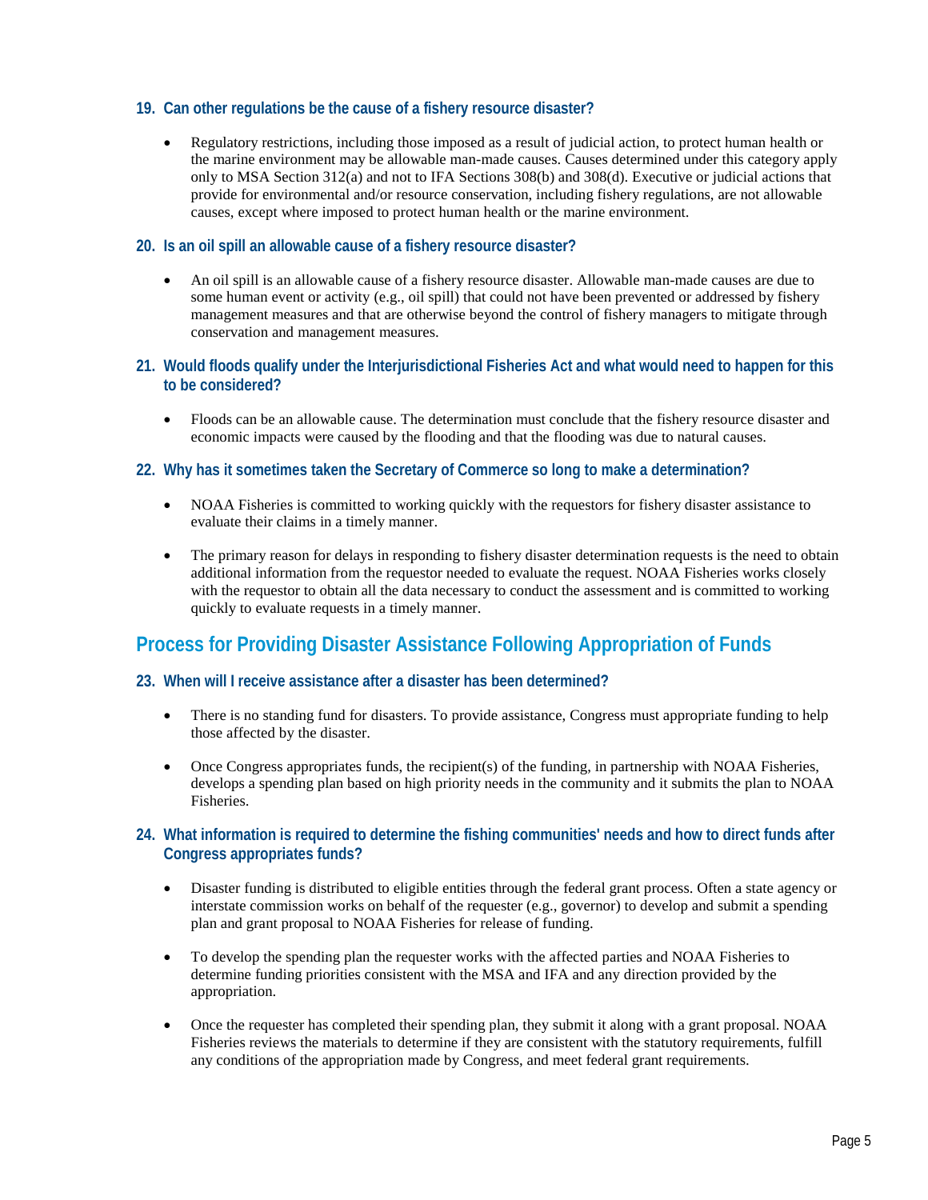### 19. Can other regulations be the cause of a fishery resource disaster?

- Regulatory restrictions, including those imposed as a result of judicial action, to protect human health or the marine environment may be allowable man-made causes. Causes determined under this category apply only to MSA Section 312(a) and not to IFA Sections 308(b) and 308(d). Executive or judicial actions that provide for environmental and/or resource conservation, including fishery regulations, are not allowable causes, except where imposed to protect human health or the marine environment.

### 20. Is an oil spill an allowable cause of a fishery resource disaster?

- An oil spill is an allowable cause of a fishery resource disaster. Allowable man-made causes are due to some human event or activity (e.g., oil spill) that could not have been prevented or addressed by fishery management measures and that are otherwise beyond the control of fishery managers to mitigate through conservation and management measures.

### 21. Would floods qualify under the Interjurisdictional Fisheries Act and what would need to happen for this to be considered?

- Floods can be an allowable cause. The determination must conclude that the fishery resource disaster and economic impacts were caused by the flooding and that the flooding was due to natural causes.

### 22. Why has it sometimes taken the Secretary of Commerce so long to make a determination?

- NOAA Fisheries is committed to working quickly with the requestors for fishery disaster assistance to evaluate their claims in a timely manner.
- The primary reason for delays in responding to fishery disaster determination requests is the need to obtain additional information from the requestor needed to evaluate the request. NOAA Fisheries works closely with the requestor to obtain all the data necessary to conduct the assessment and is committed to working quickly to evaluate requests in a timely manner.

## Process for Providing Disaster Assistance Following Appropriation of Funds

### 23. When will I receive assistance after a disaster has been determined?

- There is no standing fund for disasters. To provide assistance, Congress must appropriate funding to help those affected by the disaster.
- Once Congress appropriates funds, the recipient(s) of the funding, in partnership with NOAA Fisheries, develops a spending plan based on high priority needs in the community and it submits the plan to NOAA Fisheries.

### 24. What information is required to determine the fishing communities' needs and how to direct funds after Congress appropriates funds?

- Disaster funding is distributed to eligible entities through the federal grant process. Often a state agency or interstate commission works on behalf of the requester (e.g., governor) to develop and submit a spending plan and grant proposal to NOAA Fisheries for release of funding.
- To develop the spending plan the requester works with the affected parties and NOAA Fisheries to determine funding priorities consistent with the MSA and IFA and any direction provided by the appropriation.
- Once the requester has completed their spending plan, they submit it along with a grant proposal. NOAA Fisheries reviews the materials to determine if they are consistent with the statutory requirements, fulfill any conditions of the appropriation made by Congress, and meet federal grant requirements.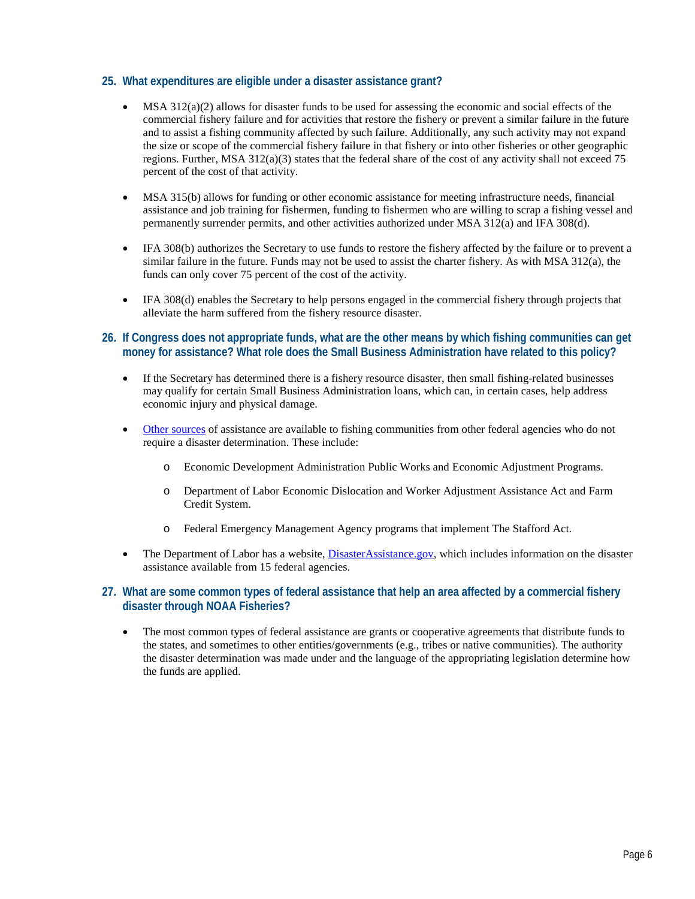## 25. What expenditures are eligible under a disaster assistance grant?

- MSA 312(a)(2) allows for disaster funds to be used for assessing the economic and social effects of the commercial fishery failure and for activities that restore the fishery or prevent a similar failure in the future and to assist a fishing community affected by such failure. Additionally, any such activity may not expand the size or scope of the commercial fishery failure in that fishery or into other fisheries or other geographic regions. Further, MSA 312(a)(3) states that the federal share of the cost of any activity shall not exceed 75 percent of the cost of that activity.

- MSA 315(b) allows for funding or other economic assistance for meeting infrastructure needs, financial assistance and job training for fishermen, funding to fishermen who are willing to scrap a fishing vessel and permanently surrender permits, and other activities authorized under MSA 312(a) and IFA 308(d).

- IFA 308(b) authorizes the Secretary to use funds to restore the fishery affected by the failure or to prevent a similar failure in the future. Funds may not be used to assist the charter fishery. As with MSA 312(a), the funds can only cover 75 percent of the cost of the activity.

- IFA 308(d) enables the Secretary to help persons engaged in the commercial fishery through projects that alleviate the harm suffered from the fishery resource disaster.

## 26. If Congress does not appropriate funds, what are the other means by which fishing communities can get money for assistance? What role does the Small Business Administration have related to this policy?

- If the Secretary has determined there is a fishery resource disaster, then small fishing-related businesses may qualify for certain Small Business Administration loans, which can, in certain cases, help address economic injury and physical damage.

- Other sources of assistance are available to fishing communities from other federal agencies who do not require a disaster determination. These include:

  - Economic Development Administration Public Works and Economic Adjustment Programs.

  - Department of Labor Economic Dislocation and Worker Adjustment Assistance Act and Farm Credit System.

  - Federal Emergency Management Agency programs that implement The Stafford Act.

- The Department of Labor has a website, DisasterAssistance.gov, which includes information on the disaster assistance available from 15 federal agencies.

## 27. What are some common types of federal assistance that help an area affected by a commercial fishery disaster through NOAA Fisheries?

- The most common types of federal assistance are grants or cooperative agreements that distribute funds to the states, and sometimes to other entities/governments (e.g., tribes or native communities). The authority the disaster determination was made under and the language of the appropriating legislation determine how the funds are applied.